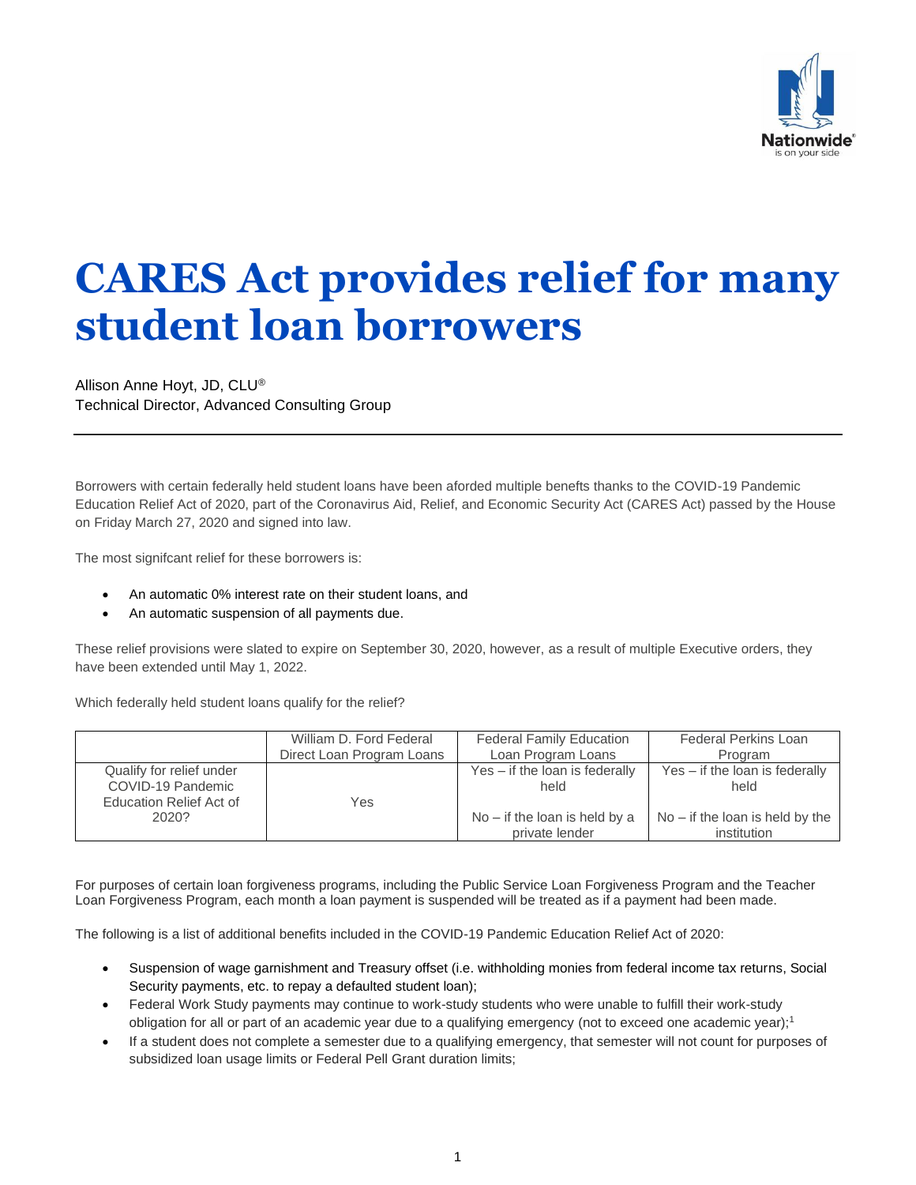# CARES Act provides relief for many student loan borrowers

Allison Anne Hoyt, JD, CLU®
Technical Director, Advanced Consulting Group

---

Borrowers with certain federally held student loans have been aforded multiple benefits thanks to the COVID-19 Pandemic Education Relief Act of 2020, part of the Coronavirus Aid, Relief, and Economic Security Act (CARES Act) passed by the House on Friday March 27, 2020 and signed into law.

The most signifcant relief for these borrowers is:

- An automatic 0% interest rate on their student loans, and
- An automatic suspension of all payments due.

These relief provisions were slated to expire on September 30, 2020, however, as a result of multiple Executive orders, they have been extended until May 1, 2022.

Which federally held student loans qualify for the relief?

| | William D. Ford Federal Direct Loan Program Loans | Federal Family Education Loan Program Loans | Federal Perkins Loan Program |
|---|---|---|---|
| Qualify for relief under COVID-19 Pandemic Education Relief Act of 2020? | Yes | Yes – if the loan is federally held<br><br>No – if the loan is held by a private lender | Yes – if the loan is federally held<br><br>No – if the loan is held by the institution |

For purposes of certain loan forgiveness programs, including the Public Service Loan Forgiveness Program and the Teacher Loan Forgiveness Program, each month a loan payment is suspended will be treated as if a payment had been made.

The following is a list of additional benefits included in the COVID-19 Pandemic Education Relief Act of 2020:

- Suspension of wage garnishment and Treasury offset (i.e. withholding monies from federal income tax returns, Social Security payments, etc. to repay a defaulted student loan);
- Federal Work Study payments may continue to work-study students who were unable to fulfill their work-study obligation for all or part of an academic year due to a qualifying emergency (not to exceed one academic year);[1]
- If a student does not complete a semester due to a qualifying emergency, that semester will not count for purposes of subsidized loan usage limits or Federal Pell Grant duration limits;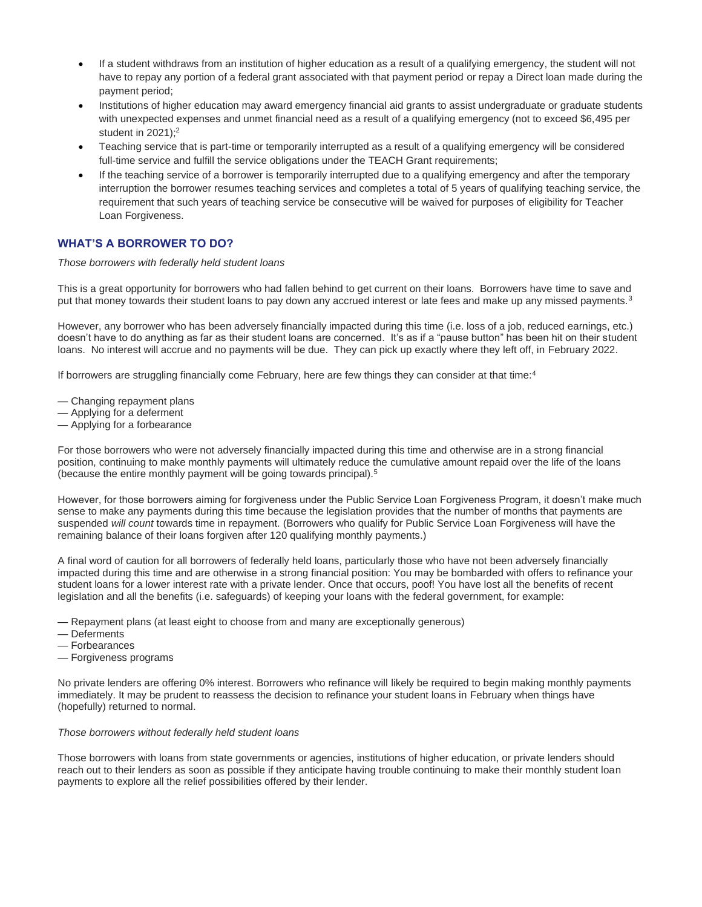- If a student withdraws from an institution of higher education as a result of a qualifying emergency, the student will not have to repay any portion of a federal grant associated with that payment period or repay a Direct loan made during the payment period;
- Institutions of higher education may award emergency financial aid grants to assist undergraduate or graduate students with unexpected expenses and unmet financial need as a result of a qualifying emergency (not to exceed $6,495 per student in 2021);[2]
- Teaching service that is part-time or temporarily interrupted as a result of a qualifying emergency will be considered full-time service and fulfill the service obligations under the TEACH Grant requirements;
- If the teaching service of a borrower is temporarily interrupted due to a qualifying emergency and after the temporary interruption the borrower resumes teaching services and completes a total of 5 years of qualifying teaching service, the requirement that such years of teaching service be consecutive will be waived for purposes of eligibility for Teacher Loan Forgiveness.

## WHAT'S A BORROWER TO DO?

*Those borrowers with federally held student loans*

This is a great opportunity for borrowers who had fallen behind to get current on their loans. Borrowers have time to save and put that money towards their student loans to pay down any accrued interest or late fees and make up any missed payments.[3]

However, any borrower who has been adversely financially impacted during this time (i.e. loss of a job, reduced earnings, etc.) doesn't have to do anything as far as their student loans are concerned. It's as if a "pause button" has been hit on their student loans. No interest will accrue and no payments will be due. They can pick up exactly where they left off, in February 2022.

If borrowers are struggling financially come February, here are few things they can consider at that time:[4]

— Changing repayment plans
— Applying for a deferment
— Applying for a forbearance

For those borrowers who were not adversely financially impacted during this time and otherwise are in a strong financial position, continuing to make monthly payments will ultimately reduce the cumulative amount repaid over the life of the loans (because the entire monthly payment will be going towards principal).[5]

However, for those borrowers aiming for forgiveness under the Public Service Loan Forgiveness Program, it doesn't make much sense to make any payments during this time because the legislation provides that the number of months that payments are suspended *will count* towards time in repayment. (Borrowers who qualify for Public Service Loan Forgiveness will have the remaining balance of their loans forgiven after 120 qualifying monthly payments.)

A final word of caution for all borrowers of federally held loans, particularly those who have not been adversely financially impacted during this time and are otherwise in a strong financial position: You may be bombarded with offers to refinance your student loans for a lower interest rate with a private lender. Once that occurs, poof! You have lost all the benefits of recent legislation and all the benefits (i.e. safeguards) of keeping your loans with the federal government, for example:

— Repayment plans (at least eight to choose from and many are exceptionally generous)
— Deferments
— Forbearances
— Forgiveness programs

No private lenders are offering 0% interest. Borrowers who refinance will likely be required to begin making monthly payments immediately. It may be prudent to reassess the decision to refinance your student loans in February when things have (hopefully) returned to normal.

*Those borrowers without federally held student loans*

Those borrowers with loans from state governments or agencies, institutions of higher education, or private lenders should reach out to their lenders as soon as possible if they anticipate having trouble continuing to make their monthly student loan payments to explore all the relief possibilities offered by their lender.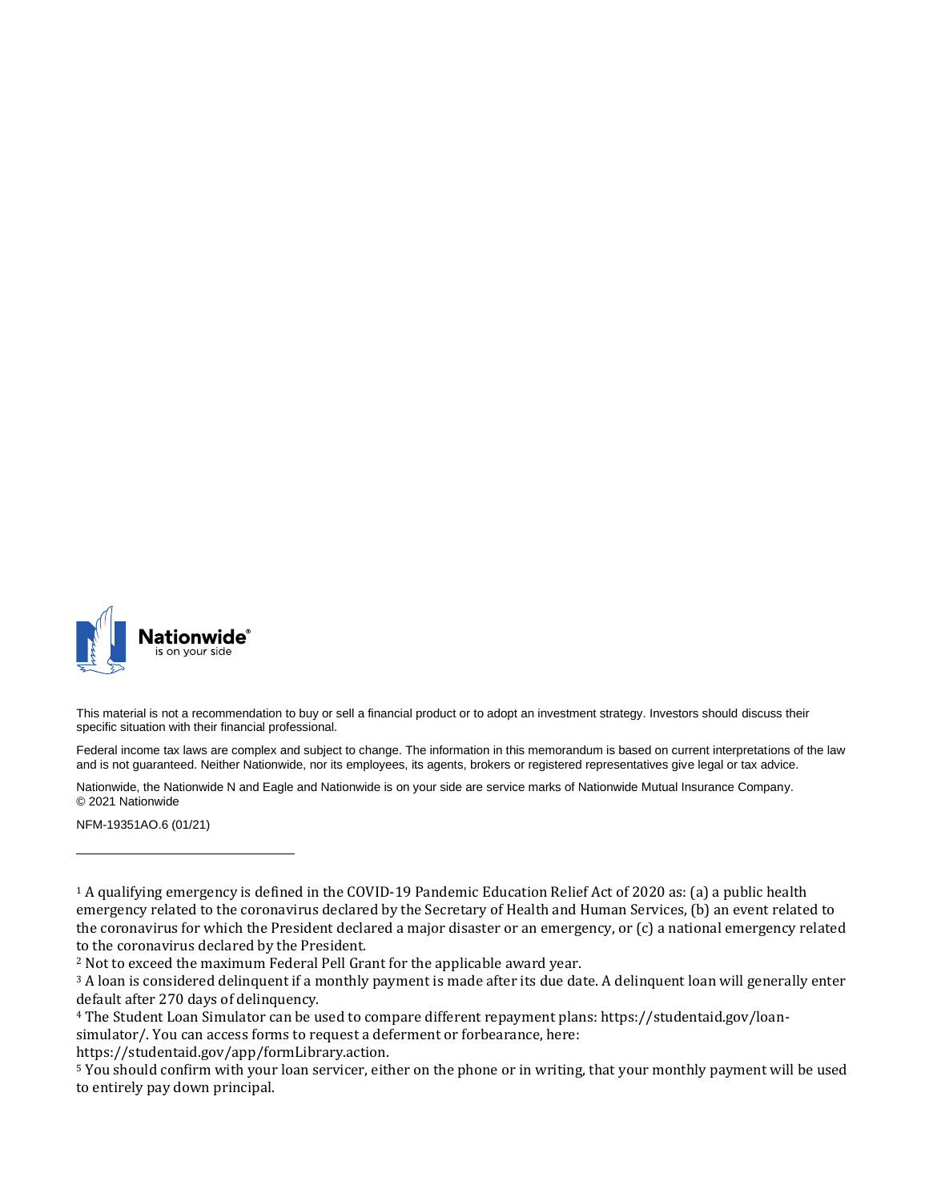Nationwide®
is on your side

This material is not a recommendation to buy or sell a financial product or to adopt an investment strategy. Investors should discuss their specific situation with their financial professional.

Federal income tax laws are complex and subject to change. The information in this memorandum is based on current interpretations of the law and is not guaranteed. Neither Nationwide, nor its employees, its agents, brokers or registered representatives give legal or tax advice.

Nationwide, the Nationwide N and Eagle and Nationwide is on your side are service marks of Nationwide Mutual Insurance Company. © 2021 Nationwide

NFM-19351AO.6 (01/21)

---

[1] A qualifying emergency is defined in the COVID-19 Pandemic Education Relief Act of 2020 as: (a) a public health emergency related to the coronavirus declared by the Secretary of Health and Human Services, (b) an event related to the coronavirus for which the President declared a major disaster or an emergency, or (c) a national emergency related to the coronavirus declared by the President.

[2] Not to exceed the maximum Federal Pell Grant for the applicable award year.

[3] A loan is considered delinquent if a monthly payment is made after its due date. A delinquent loan will generally enter default after 270 days of delinquency.

[4] The Student Loan Simulator can be used to compare different repayment plans: https://studentaid.gov/loan-simulator/. You can access forms to request a deferment or forbearance, here: https://studentaid.gov/app/formLibrary.action.

[5] You should confirm with your loan servicer, either on the phone or in writing, that your monthly payment will be used to entirely pay down principal.